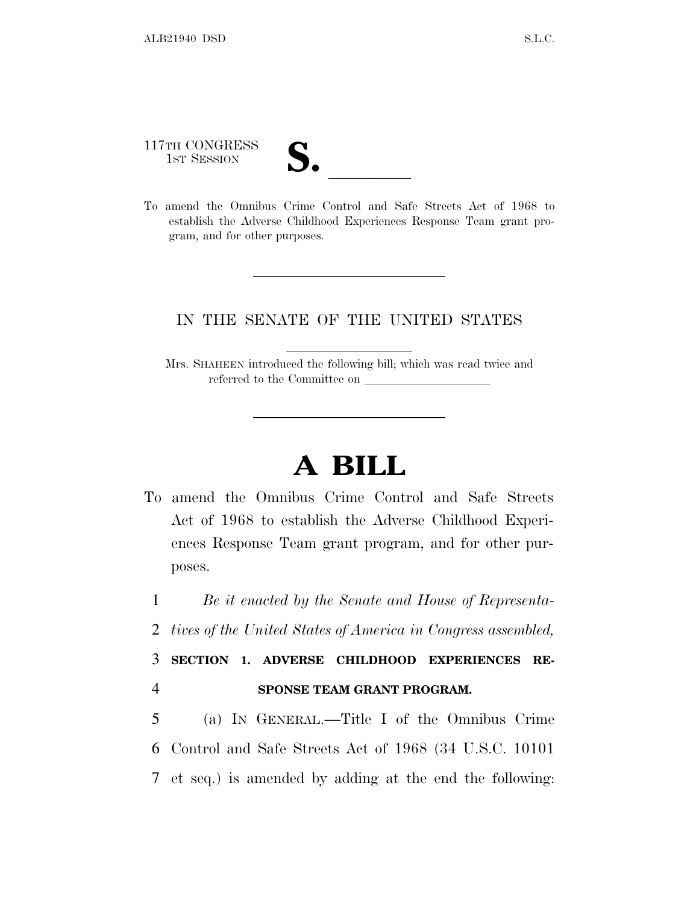117TH CONGRESS
1ST SESSION

# S. \_\_\_\_\_\_

To amend the Omnibus Crime Control and Safe Streets Act of 1968 to establish the Adverse Childhood Experiences Response Team grant program, and for other purposes.

---

IN THE SENATE OF THE UNITED STATES

Mrs. SHAHEEN introduced the following bill; which was read twice and referred to the Committee on \_\_\_\_\_\_\_\_\_\_\_\_\_\_\_\_\_\_\_\_

---

# A BILL

To amend the Omnibus Crime Control and Safe Streets Act of 1968 to establish the Adverse Childhood Experiences Response Team grant program, and for other purposes.

1 *Be it enacted by the Senate and House of Representa-*
2 *tives of the United States of America in Congress assembled,*

3 **SECTION 1. ADVERSE CHILDHOOD EXPERIENCES RE-**
4 **SPONSE TEAM GRANT PROGRAM.**

5 (a) IN GENERAL.—Title I of the Omnibus Crime
6 Control and Safe Streets Act of 1968 (34 U.S.C. 10101
7 et seq.) is amended by adding at the end the following: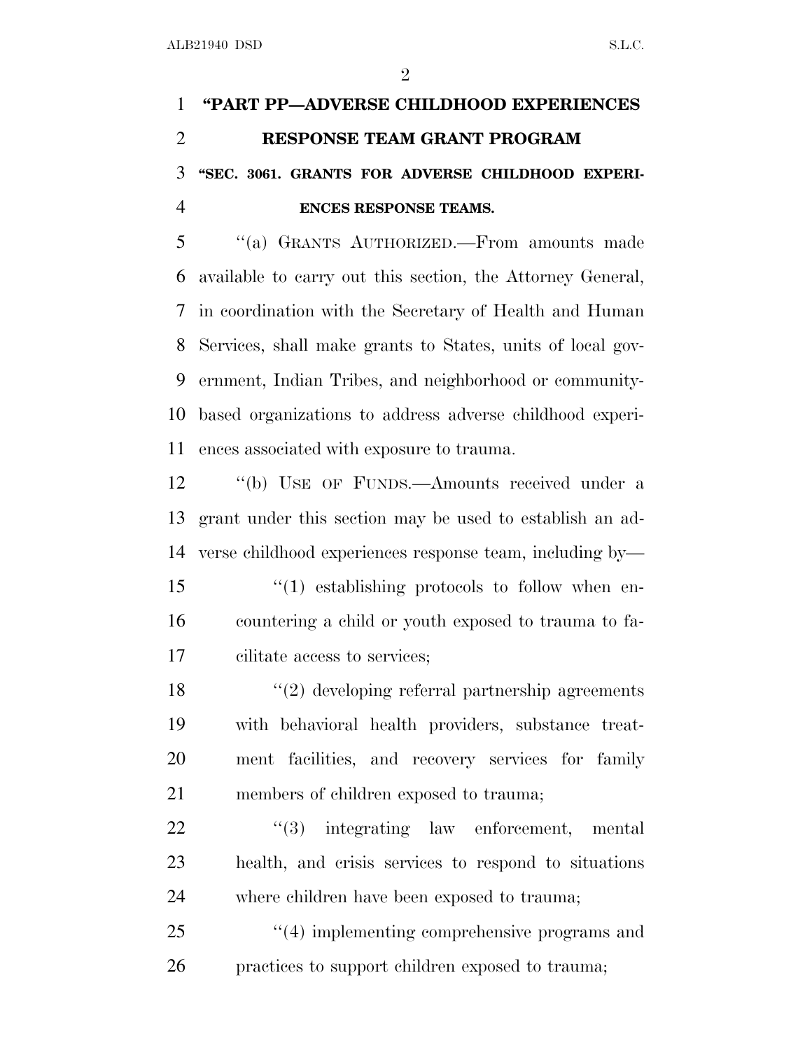**"PART PP—ADVERSE CHILDHOOD EXPERIENCES RESPONSE TEAM GRANT PROGRAM**

**"SEC. 3061. GRANTS FOR ADVERSE CHILDHOOD EXPERIENCES RESPONSE TEAMS.**

"(a) GRANTS AUTHORIZED.—From amounts made available to carry out this section, the Attorney General, in coordination with the Secretary of Health and Human Services, shall make grants to States, units of local government, Indian Tribes, and neighborhood or community-based organizations to address adverse childhood experiences associated with exposure to trauma.

"(b) USE OF FUNDS.—Amounts received under a grant under this section may be used to establish an adverse childhood experiences response team, including by—

"(1) establishing protocols to follow when encountering a child or youth exposed to trauma to facilitate access to services;

"(2) developing referral partnership agreements with behavioral health providers, substance treatment facilities, and recovery services for family members of children exposed to trauma;

"(3) integrating law enforcement, mental health, and crisis services to respond to situations where children have been exposed to trauma;

"(4) implementing comprehensive programs and practices to support children exposed to trauma;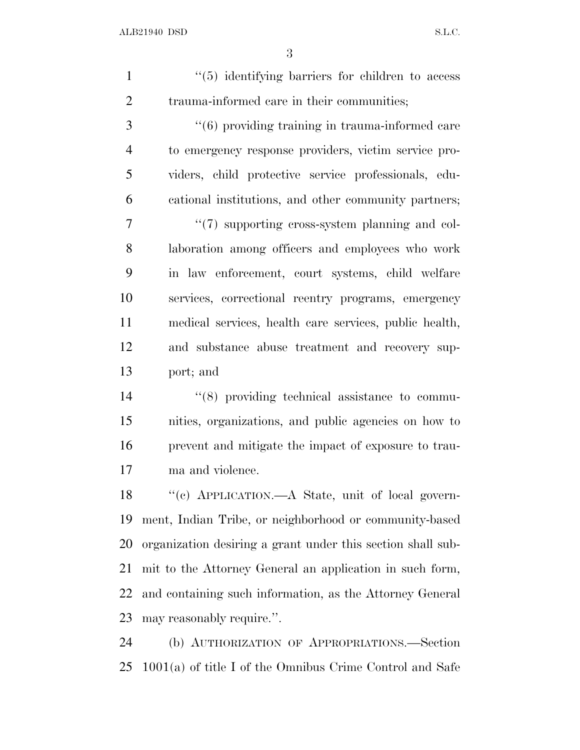''(5) identifying barriers for children to access trauma-informed care in their communities;

''(6) providing training in trauma-informed care to emergency response providers, victim service providers, child protective service professionals, educational institutions, and other community partners;

''(7) supporting cross-system planning and collaboration among officers and employees who work in law enforcement, court systems, child welfare services, correctional reentry programs, emergency medical services, health care services, public health, and substance abuse treatment and recovery support; and

''(8) providing technical assistance to communities, organizations, and public agencies on how to prevent and mitigate the impact of exposure to trauma and violence.

''(c) APPLICATION.—A State, unit of local government, Indian Tribe, or neighborhood or community-based organization desiring a grant under this section shall submit to the Attorney General an application in such form, and containing such information, as the Attorney General may reasonably require.''.

(b) AUTHORIZATION OF APPROPRIATIONS.—Section 1001(a) of title I of the Omnibus Crime Control and Safe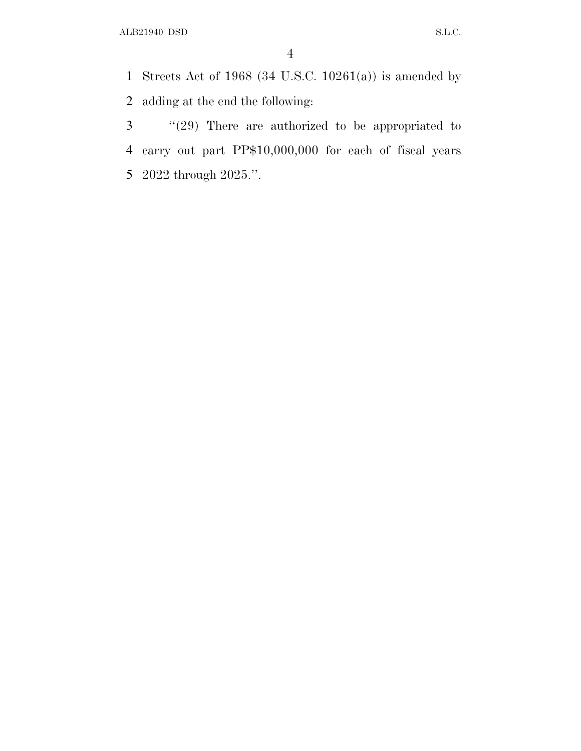1 Streets Act of 1968 (34 U.S.C. 10261(a)) is amended by
2 adding at the end the following:

3 ''(29) There are authorized to be appropriated to
4 carry out part PP$10,000,000 for each of fiscal years
5 2022 through 2025.''.